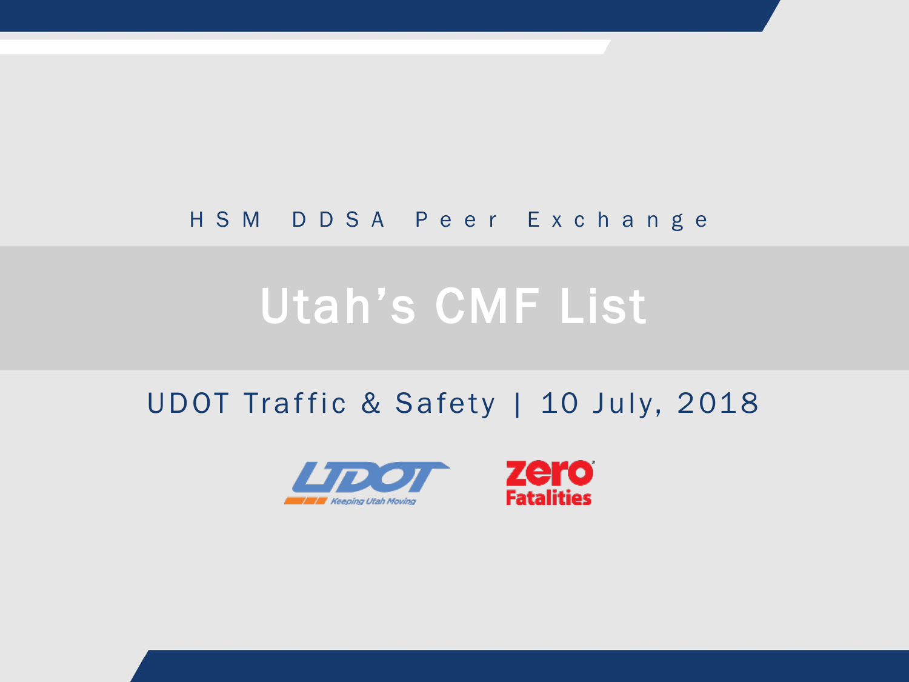HSM DDSA Peer Exchange

# Utah's CMF List

UDOT Traffic & Safety | 10 July, 2018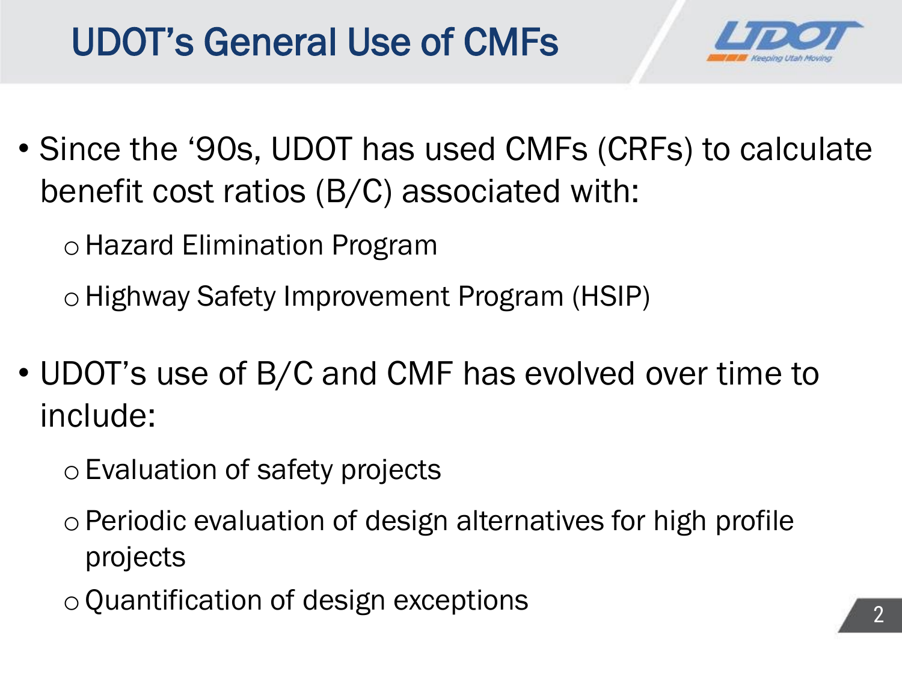# UDOT's General Use of CMFs

- Since the '90s, UDOT has used CMFs (CRFs) to calculate benefit cost ratios (B/C) associated with:
  - Hazard Elimination Program
  - Highway Safety Improvement Program (HSIP)
- UDOT's use of B/C and CMF has evolved over time to include:
  - Evaluation of safety projects
  - Periodic evaluation of design alternatives for high profile projects
  - Quantification of design exceptions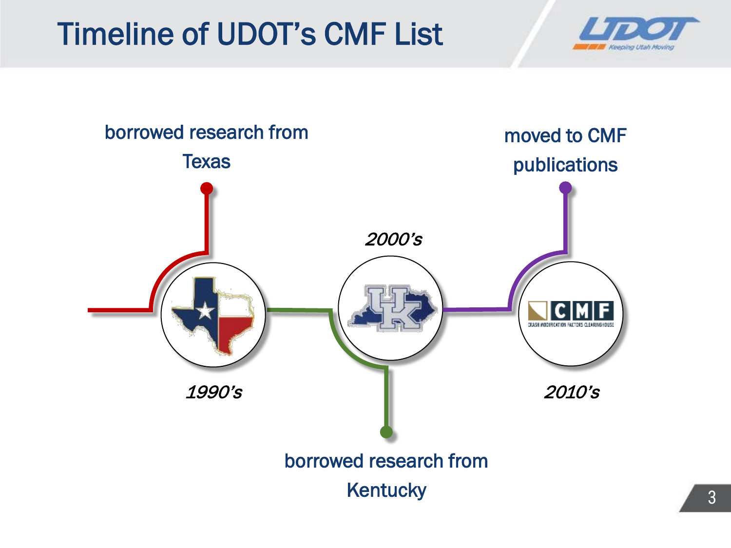# Timeline of UDOT's CMF List

**1990's** – borrowed research from Texas

**2000's** – borrowed research from Kentucky

**2010's** – moved to CMF publications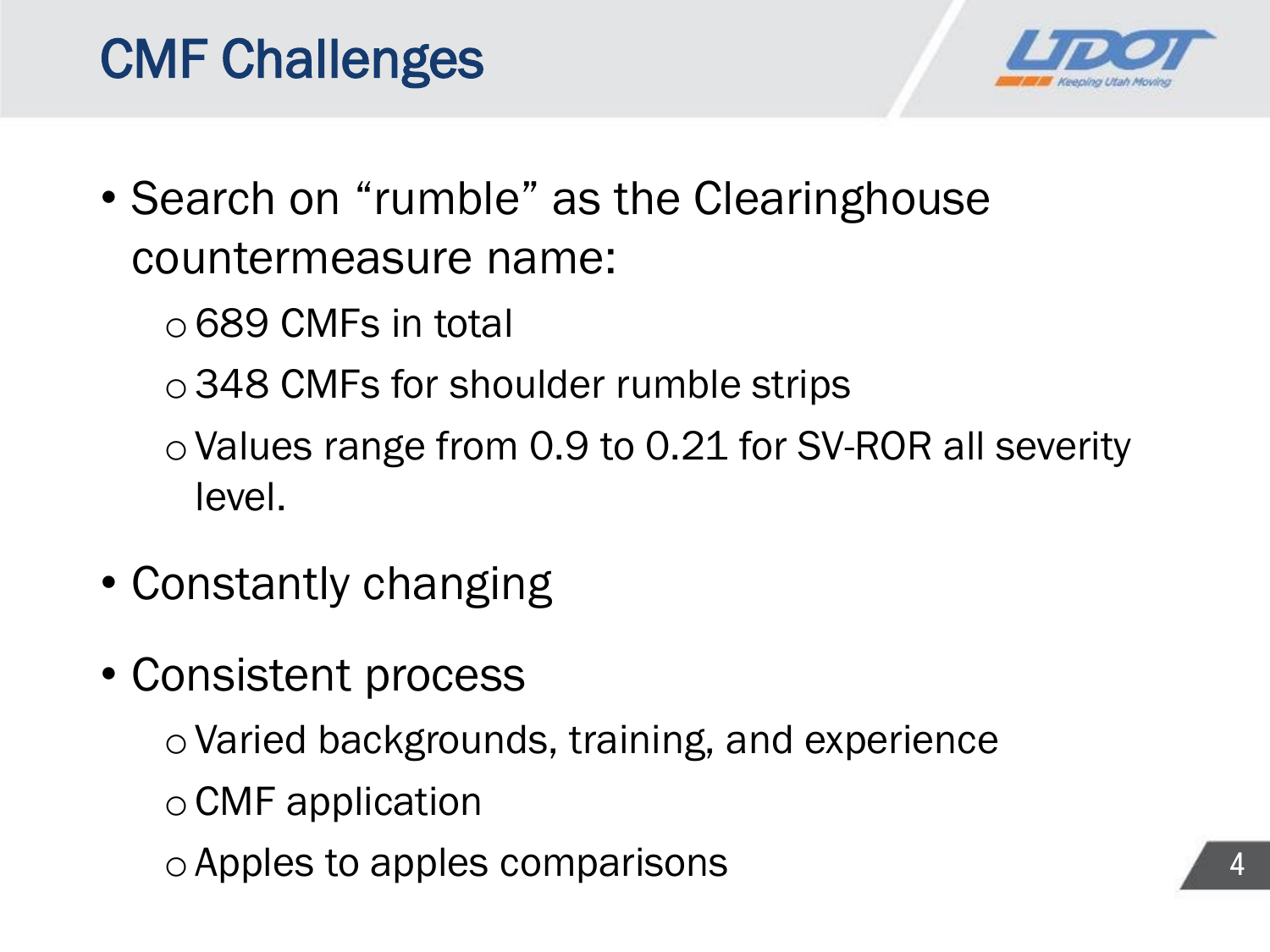# CMF Challenges

- Search on “rumble” as the Clearinghouse countermeasure name:
  - 689 CMFs in total
  - 348 CMFs for shoulder rumble strips
  - Values range from 0.9 to 0.21 for SV-ROR all severity level.
- Constantly changing
- Consistent process
  - Varied backgrounds, training, and experience
  - CMF application
  - Apples to apples comparisons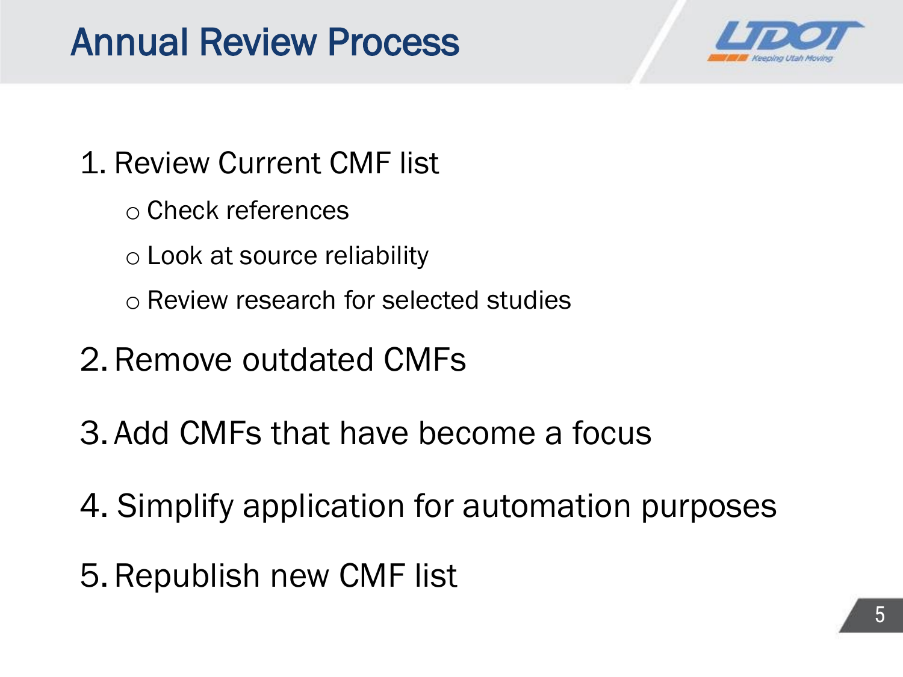# Annual Review Process

1. Review Current CMF list
   - Check references
   - Look at source reliability
   - Review research for selected studies
2. Remove outdated CMFs
3. Add CMFs that have become a focus
4. Simplify application for automation purposes
5. Republish new CMF list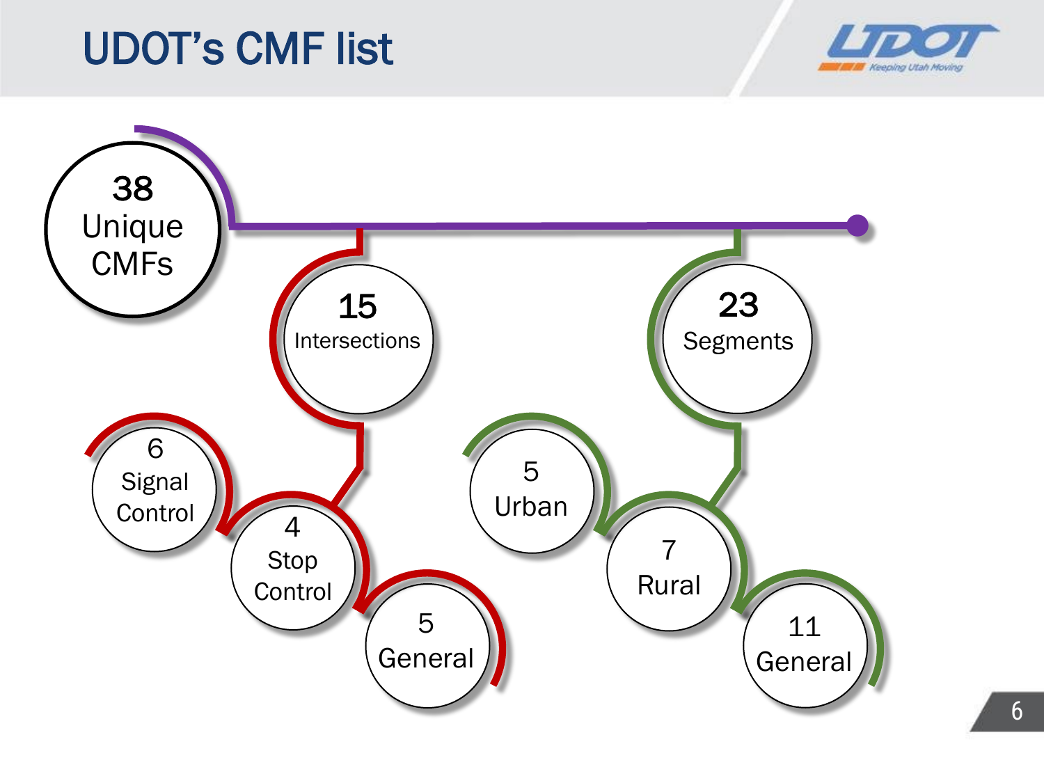# UDOT's CMF list

- **38 Unique CMFs**
  - **15 Intersections**
    - 6 Signal Control
    - 4 Stop Control
    - 5 General
  - **23 Segments**
    - 5 Urban
    - 7 Rural
    - 11 General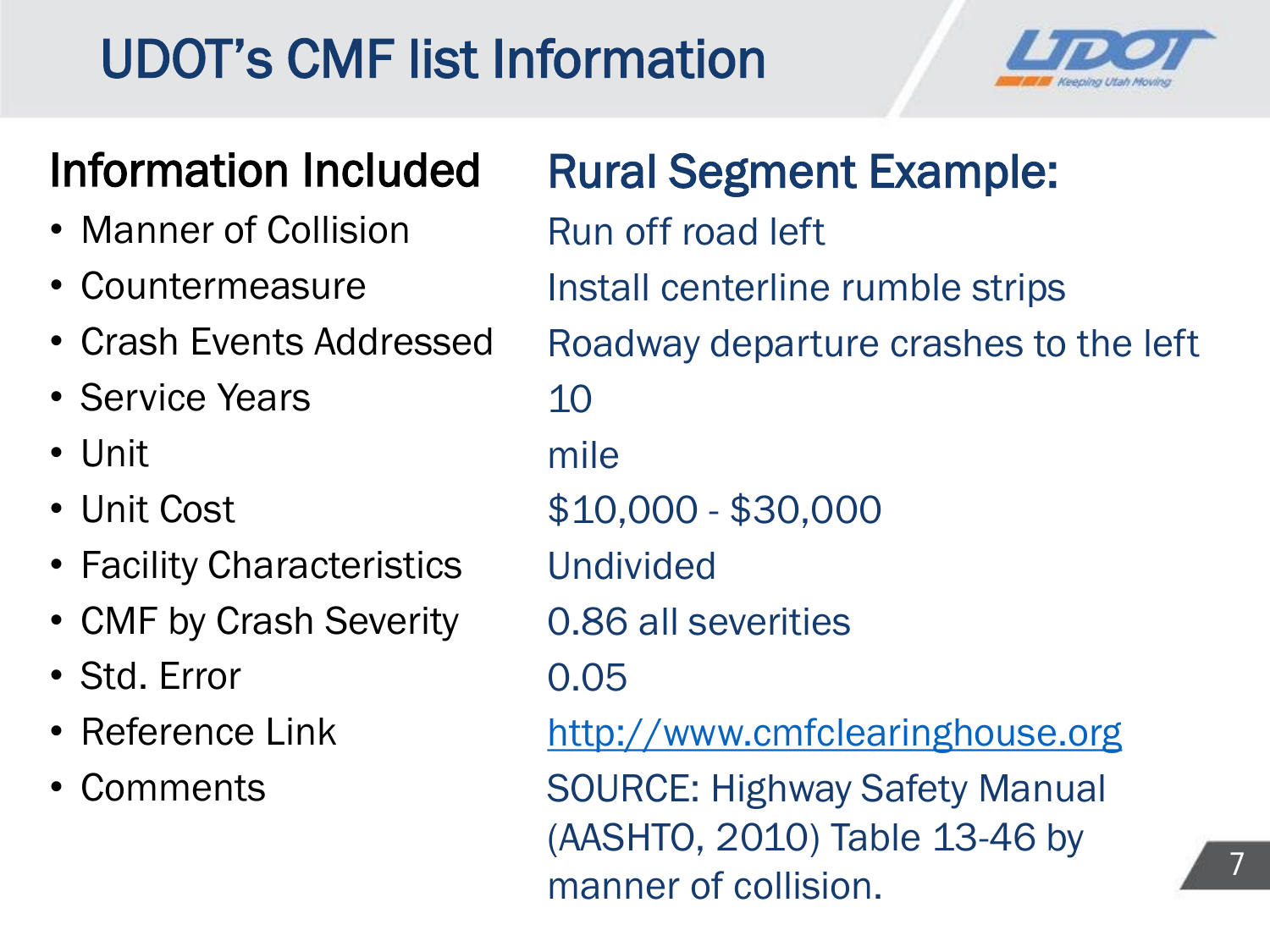# UDOT's CMF list Information

| Information Included | Rural Segment Example: |
| --- | --- |
| • Manner of Collision | Run off road left |
| • Countermeasure | Install centerline rumble strips |
| • Crash Events Addressed | Roadway departure crashes to the left |
| • Service Years | 10 |
| • Unit | mile |
| • Unit Cost | $10,000 - $30,000 |
| • Facility Characteristics | Undivided |
| • CMF by Crash Severity | 0.86 all severities |
| • Std. Error | 0.05 |
| • Reference Link | http://www.cmfclearinghouse.org |
| • Comments | SOURCE: Highway Safety Manual (AASHTO, 2010) Table 13-46 by manner of collision. |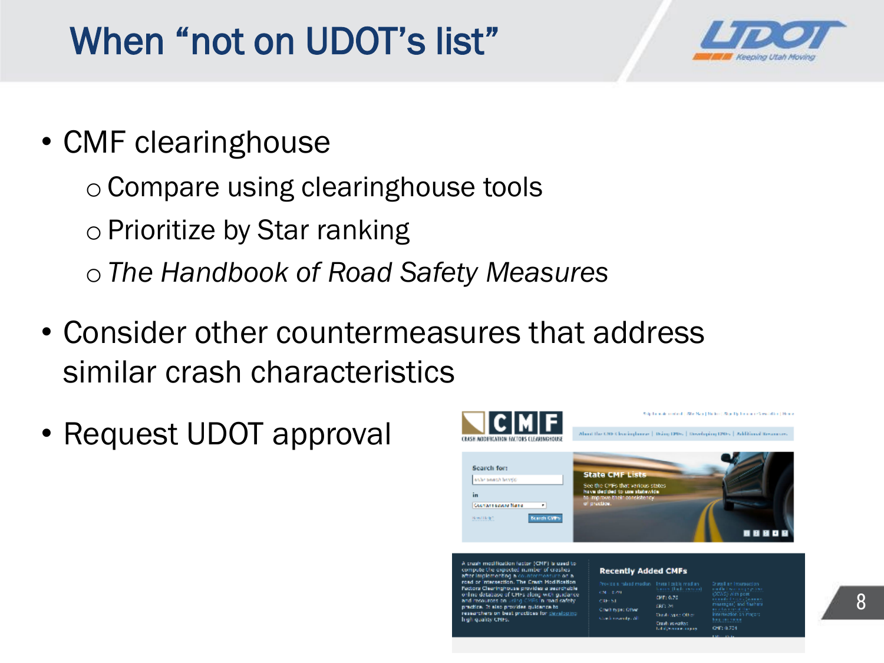# When “not on UDOT’s list”

- CMF clearinghouse
  - Compare using clearinghouse tools
  - Prioritize by Star ranking
  - *The Handbook of Road Safety Measures*
- Consider other countermeasures that address similar crash characteristics
- Request UDOT approval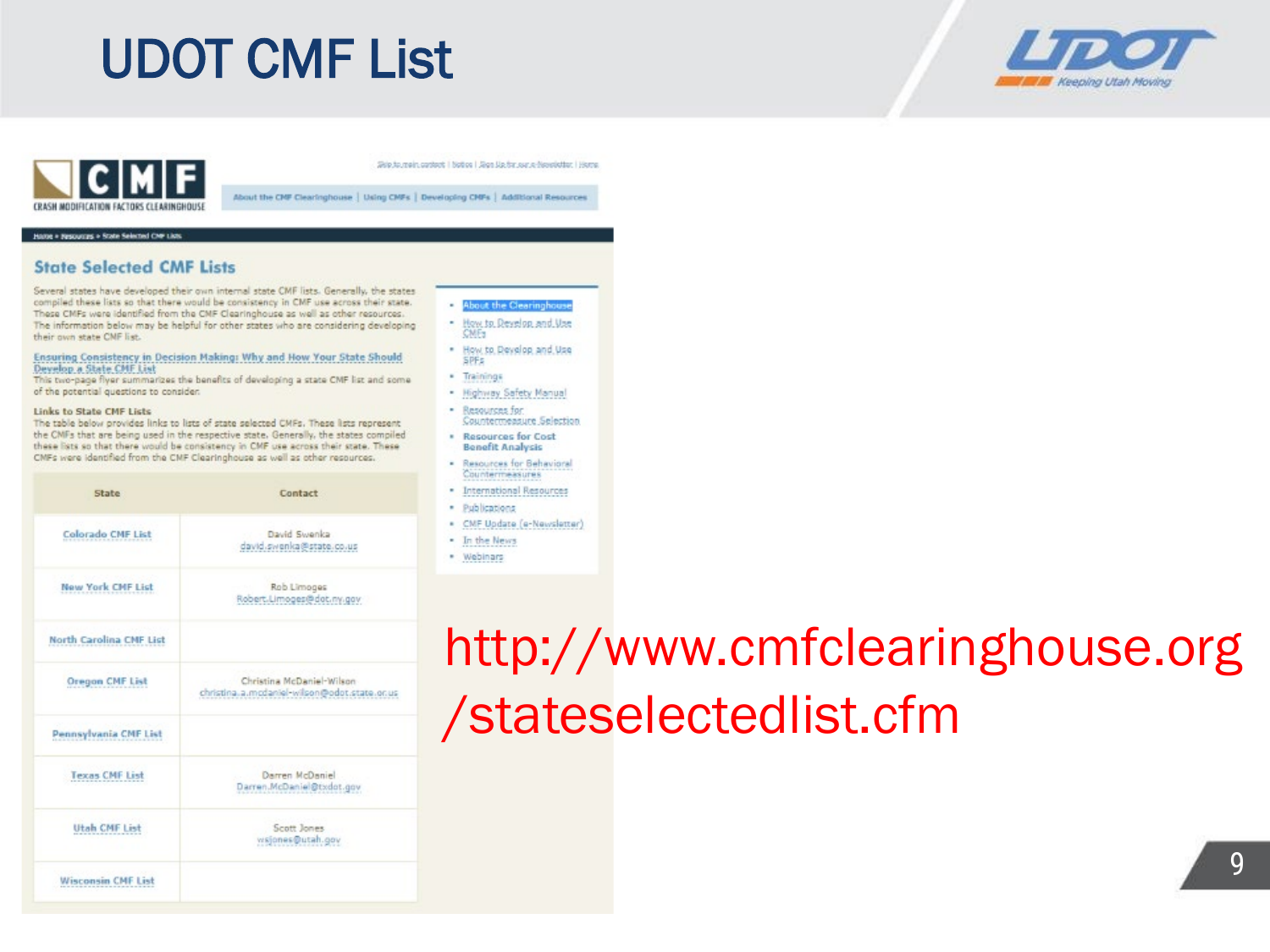# UDOT CMF List

## State Selected CMF Lists

Several states have developed their own internal state CMF lists. Generally, the states compiled these lists so that there would be consistency in CMF use across their state. These CMFs were identified from the CMF Clearinghouse as well as other resources. The information below may be helpful for other states who are considering developing their own state CMF list.

Ensuring Consistency in Decision Making: Why and How Your State Should Develop a State CMF List
This two-page flyer summarizes the benefits of developing a state CMF list and some of the potential questions to consider.

**Links to State CMF Lists**
The table below provides links to lists of state selected CMFs. These lists represent the CMFs that are being used in the respective state. Generally, the states compiled these lists so that there would be consistency in CMF use across their state. These CMFs were identified from the CMF Clearinghouse as well as other resources.

| State | Contact |
|---|---|
| Colorado CMF List | David Swenka david.swenka@state.co.us |
| New York CMF List | Rob Limoges Robert.Limoges@dot.ny.gov |
| North Carolina CMF List | |
| Oregon CMF List | Christina McDaniel-Wilson christina.a.mcdaniel-wilson@odot.state.or.us |
| Pennsylvania CMF List | |
| Texas CMF List | Darren McDaniel Darren.McDaniel@txdot.gov |
| Utah CMF List | Scott Jones wsjones@utah.gov |
| Wisconsin CMF List | |

http://www.cmfclearinghouse.org/stateselectedlist.cfm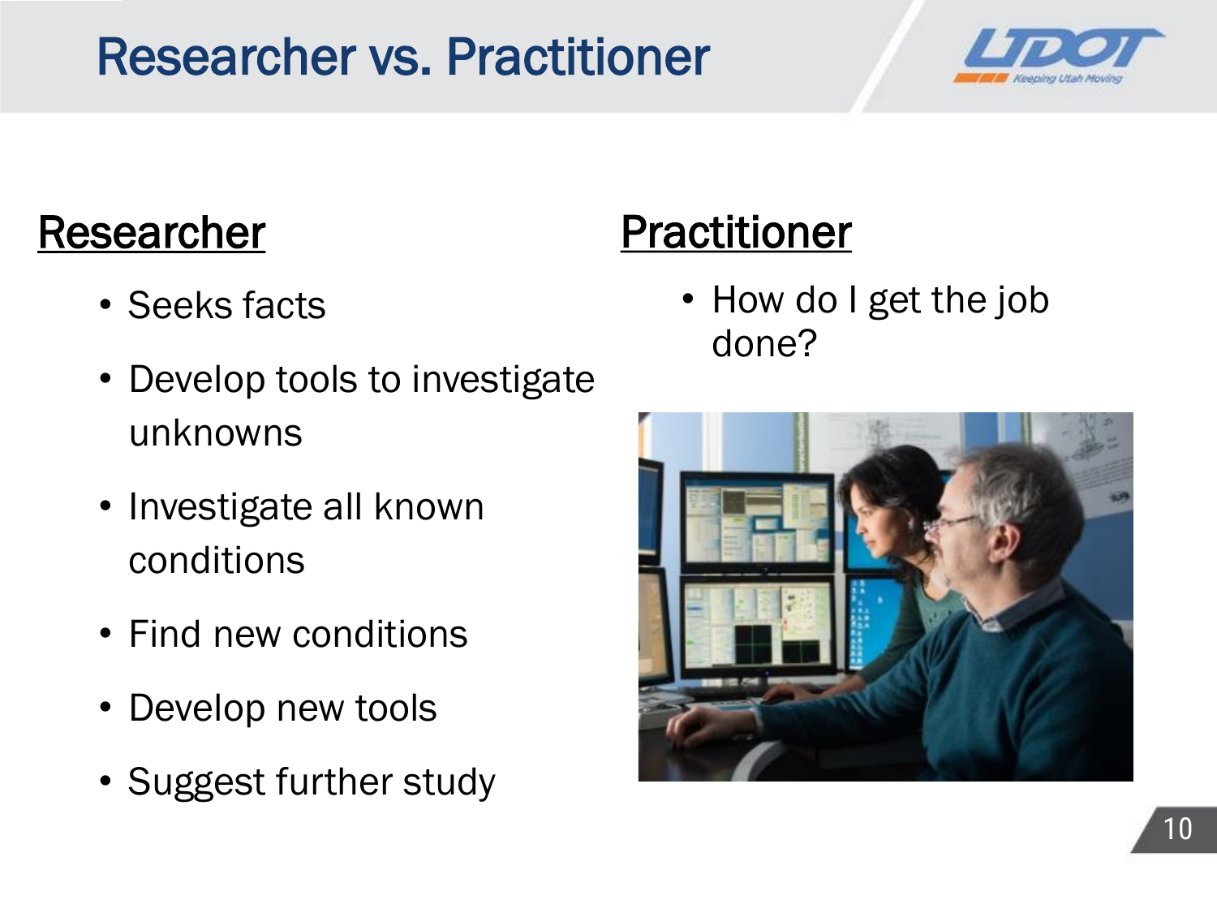# Researcher vs. Practitioner

## Researcher

- Seeks facts
- Develop tools to investigate unknowns
- Investigate all known conditions
- Find new conditions
- Develop new tools
- Suggest further study

## Practitioner

- How do I get the job done?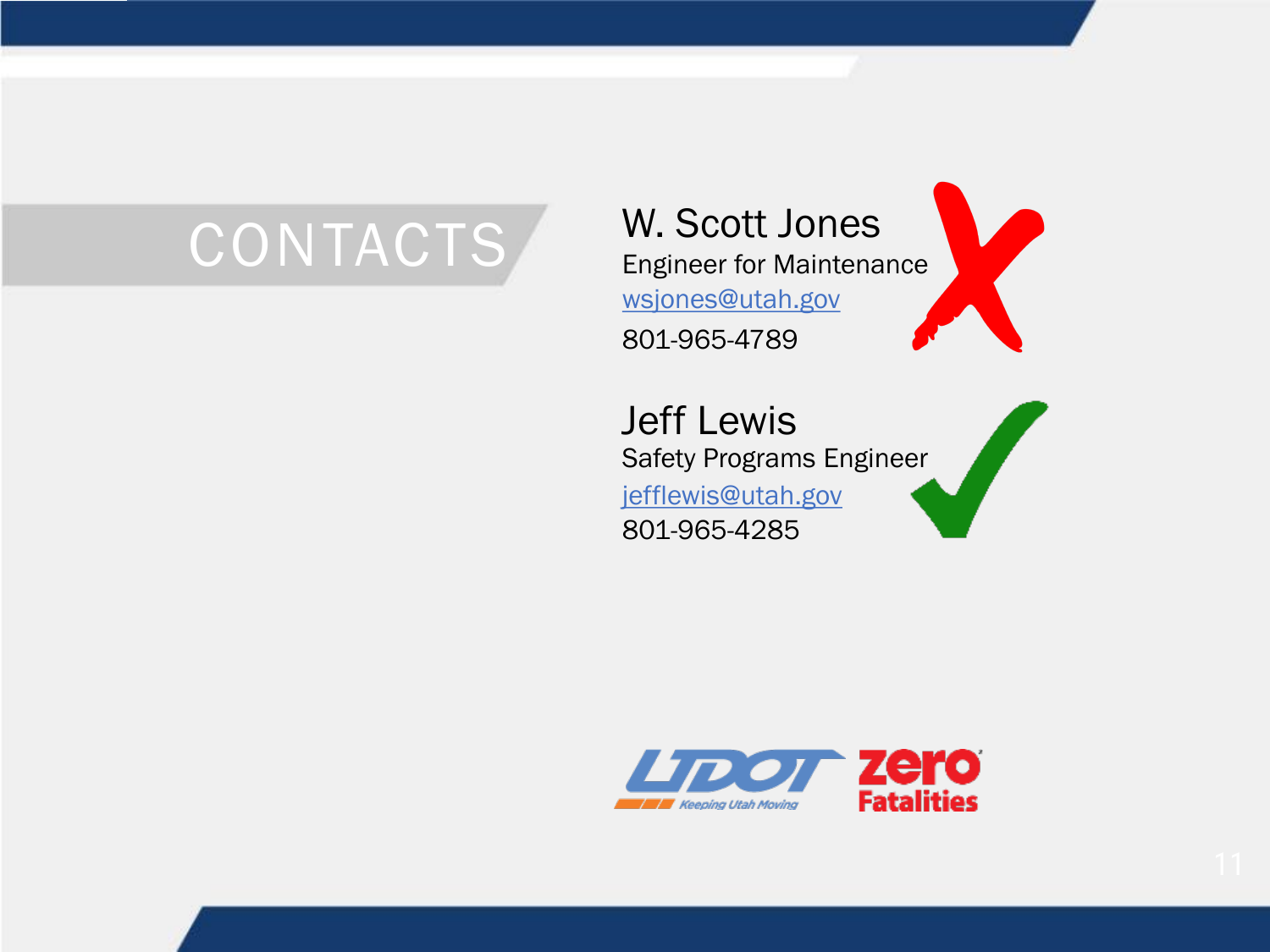# CONTACTS

**W. Scott Jones**
Engineer for Maintenance
wsjones@utah.gov
801-965-4789

**Jeff Lewis**
Safety Programs Engineer
jefflewis@utah.gov
801-965-4285

UDOT Keeping Utah Moving

zero Fatalities